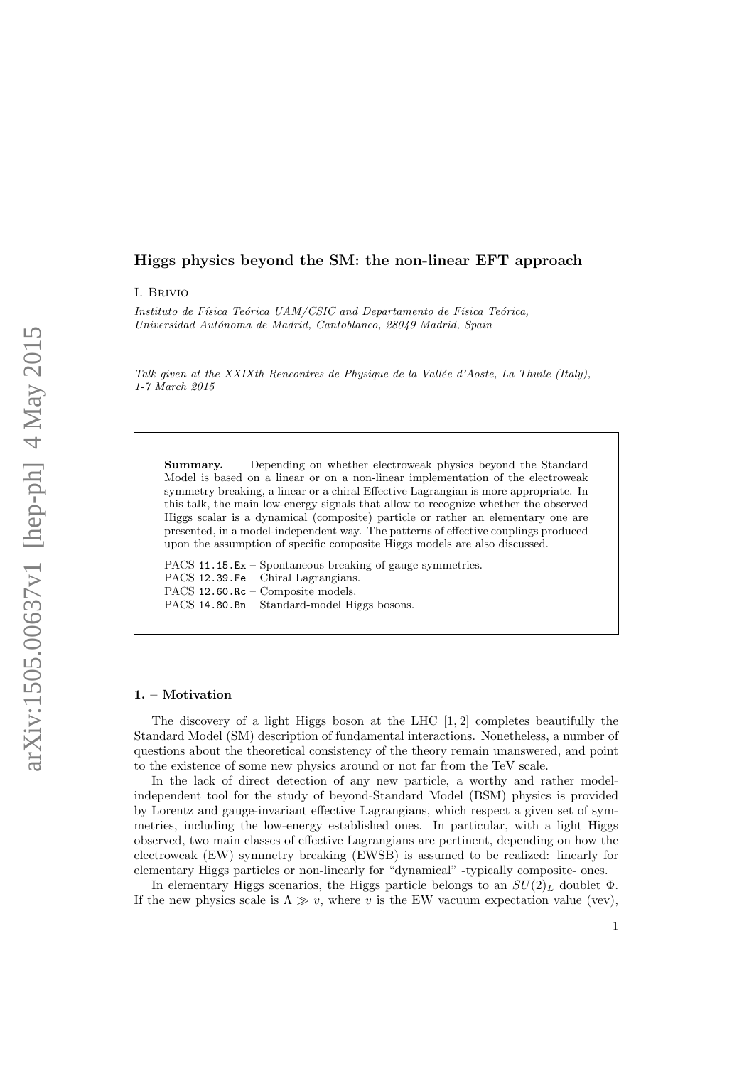# Higgs physics beyond the SM: the non-linear EFT approach

I. Brivio

*Instituto de Física Teórica UAM/CSIC and Departamento de Física Teórica, Universidad Autónoma de Madrid, Cantoblanco, 28049 Madrid, Spain*

*Talk given at the XXIXth Rencontres de Physique de la Vallée d'Aoste, La Thuile (Italy), 1-7 March 2015*

**Summary.** — Depending on whether electroweak physics beyond the Standard Model is based on a linear or on a non-linear implementation of the electroweak symmetry breaking, a linear or a chiral Effective Lagrangian is more appropriate. In this talk, the main low-energy signals that allow to recognize whether the observed Higgs scalar is a dynamical (composite) particle or rather an elementary one are presented, in a model-independent way. The patterns of effective couplings produced upon the assumption of specific composite Higgs models are also discussed.

PACS 11.15.Ex – Spontaneous breaking of gauge symmetries.
PACS 12.39.Fe – Chiral Lagrangians.
PACS 12.60.Rc – Composite models.
PACS 14.80.Bn – Standard-model Higgs bosons.

## 1. – Motivation

The discovery of a light Higgs boson at the LHC [1, 2] completes beautifully the Standard Model (SM) description of fundamental interactions. Nonetheless, a number of questions about the theoretical consistency of the theory remain unanswered, and point to the existence of some new physics around or not far from the TeV scale.

In the lack of direct detection of any new particle, a worthy and rather model-independent tool for the study of beyond-Standard Model (BSM) physics is provided by Lorentz and gauge-invariant effective Lagrangians, which respect a given set of symmetries, including the low-energy established ones. In particular, with a light Higgs observed, two main classes of effective Lagrangians are pertinent, depending on how the electroweak (EW) symmetry breaking (EWSB) is assumed to be realized: linearly for elementary Higgs particles or non-linearly for "dynamical" -typically composite- ones.

In elementary Higgs scenarios, the Higgs particle belongs to an $SU(2)_L$ doublet $\Phi$. If the new physics scale is $\Lambda \gg v$, where $v$ is the EW vacuum expectation value (vev),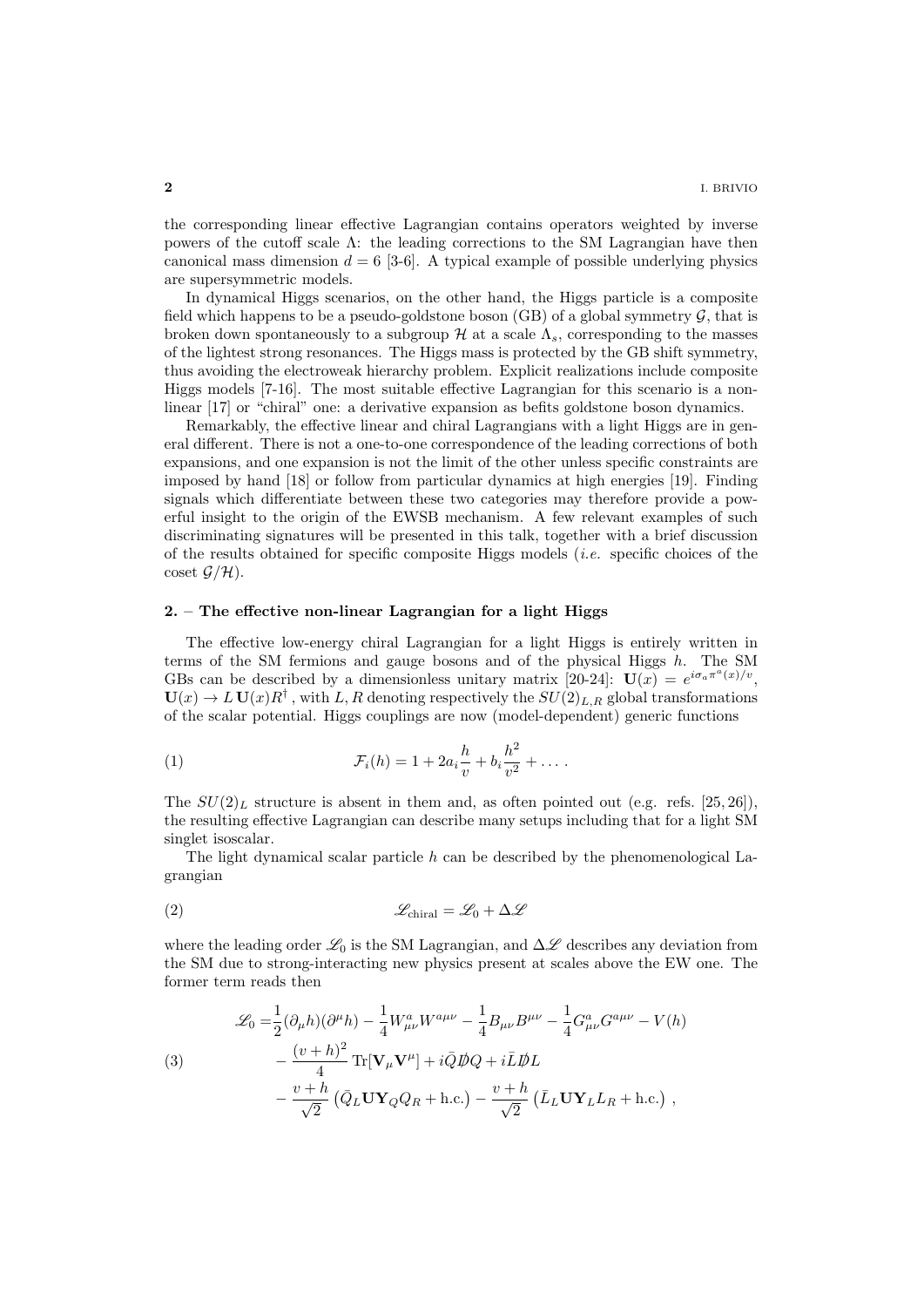the corresponding linear effective Lagrangian contains operators weighted by inverse powers of the cutoff scale $\Lambda$: the leading corrections to the SM Lagrangian have then canonical mass dimension $d = 6$ [3-6]. A typical example of possible underlying physics are supersymmetric models.

In dynamical Higgs scenarios, on the other hand, the Higgs particle is a composite field which happens to be a pseudo-goldstone boson (GB) of a global symmetry $\mathcal{G}$, that is broken down spontaneously to a subgroup $\mathcal{H}$ at a scale $\Lambda_s$, corresponding to the masses of the lightest strong resonances. The Higgs mass is protected by the GB shift symmetry, thus avoiding the electroweak hierarchy problem. Explicit realizations include composite Higgs models [7-16]. The most suitable effective Lagrangian for this scenario is a non-linear [17] or "chiral" one: a derivative expansion as befits goldstone boson dynamics.

Remarkably, the effective linear and chiral Lagrangians with a light Higgs are in general different. There is not a one-to-one correspondence of the leading corrections of both expansions, and one expansion is not the limit of the other unless specific constraints are imposed by hand [18] or follow from particular dynamics at high energies [19]. Finding signals which differentiate between these two categories may therefore provide a powerful insight to the origin of the EWSB mechanism. A few relevant examples of such discriminating signatures will be presented in this talk, together with a brief discussion of the results obtained for specific composite Higgs models (*i.e.* specific choices of the coset $\mathcal{G}/\mathcal{H}$).

## 2. – The effective non-linear Lagrangian for a light Higgs

The effective low-energy chiral Lagrangian for a light Higgs is entirely written in terms of the SM fermions and gauge bosons and of the physical Higgs $h$. The SM GBs can be described by a dimensionless unitary matrix [20-24]: $\mathbf{U}(x) = e^{i\sigma_a \pi^a(x)/v}$, $\mathbf{U}(x) \to L\,\mathbf{U}(x) R^\dagger$, with $L, R$ denoting respectively the $SU(2)_{L,R}$ global transformations of the scalar potential. Higgs couplings are now (model-dependent) generic functions

$$\mathcal{F}_i(h) = 1 + 2a_i \frac{h}{v} + b_i \frac{h^2}{v^2} + \dots \,. \tag{1}$$

The $SU(2)_L$ structure is absent in them and, as often pointed out (e.g. refs. [25, 26]), the resulting effective Lagrangian can describe many setups including that for a light SM singlet isoscalar.

The light dynamical scalar particle $h$ can be described by the phenomenological Lagrangian

$$\mathscr{L}_{\text{chiral}} = \mathscr{L}_0 + \Delta\mathscr{L} \tag{2}$$

where the leading order $\mathscr{L}_0$ is the SM Lagrangian, and $\Delta\mathscr{L}$ describes any deviation from the SM due to strong-interacting new physics present at scales above the EW one. The former term reads then

$$\begin{aligned}
\mathscr{L}_0 =& \frac{1}{2}(\partial_\mu h)(\partial^\mu h) - \frac{1}{4} W^a_{\mu\nu} W^{a\mu\nu} - \frac{1}{4} B_{\mu\nu} B^{\mu\nu} - \frac{1}{4} G^a_{\mu\nu} G^{a\mu\nu} - V(h) \\
& - \frac{(v+h)^2}{4} \operatorname{Tr}[\mathbf{V}_\mu \mathbf{V}^\mu] + i\bar{Q} \not{D} Q + i\bar{L} \not{D} L \\
& - \frac{v+h}{\sqrt{2}} \left( \bar{Q}_L \mathbf{U} \mathbf{Y}_Q Q_R + \text{h.c.} \right) - \frac{v+h}{\sqrt{2}} \left( \bar{L}_L \mathbf{U} \mathbf{Y}_L L_R + \text{h.c.} \right) \,,
\end{aligned} \tag{3}$$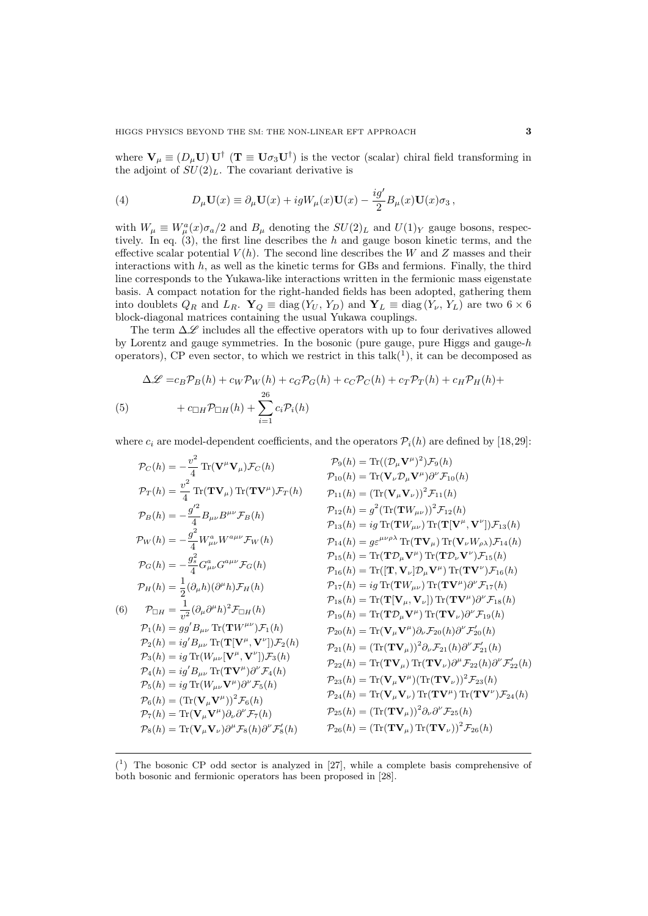where $\mathbf{V}_\mu \equiv (D_\mu \mathbf{U})\,\mathbf{U}^\dagger$ ($\mathbf{T} \equiv \mathbf{U}\sigma_3\mathbf{U}^\dagger$) is the vector (scalar) chiral field transforming in the adjoint of $SU(2)_L$. The covariant derivative is

$$D_\mu \mathbf{U}(x) \equiv \partial_\mu \mathbf{U}(x) + igW_\mu(x)\mathbf{U}(x) - \frac{ig'}{2}B_\mu(x)\mathbf{U}(x)\sigma_3\,, \tag{4}$$

with $W_\mu \equiv W^a_\mu(x)\sigma_a/2$ and $B_\mu$ denoting the $SU(2)_L$ and $U(1)_Y$ gauge bosons, respectively. In eq. (3), the first line describes the $h$ and gauge boson kinetic terms, and the effective scalar potential $V(h)$. The second line describes the $W$ and $Z$ masses and their interactions with $h$, as well as the kinetic terms for GBs and fermions. Finally, the third line corresponds to the Yukawa-like interactions written in the fermionic mass eigenstate basis. A compact notation for the right-handed fields has been adopted, gathering them into doublets $Q_R$ and $L_R$. $\mathbf{Y}_Q \equiv \operatorname{diag}(Y_U, Y_D)$ and $\mathbf{Y}_L \equiv \operatorname{diag}(Y_\nu, Y_L)$ are two $6\times 6$ block-diagonal matrices containing the usual Yukawa couplings.

The term $\Delta\mathscr{L}$ includes all the effective operators with up to four derivatives allowed by Lorentz and gauge symmetries. In the bosonic (pure gauge, pure Higgs and gauge-$h$ operators), CP even sector, to which we restrict in this talk([1]), it can be decomposed as

$$\begin{aligned}\Delta\mathscr{L} =& c_B\mathcal{P}_B(h) + c_W\mathcal{P}_W(h) + c_G\mathcal{P}_G(h) + c_C\mathcal{P}_C(h) + c_T\mathcal{P}_T(h) + c_H\mathcal{P}_H(h) + \\ &+ c_{\Box H}\mathcal{P}_{\Box H}(h) + \sum_{i=1}^{26} c_i\mathcal{P}_i(h)\end{aligned} \tag{5}$$

where $c_i$ are model-dependent coefficients, and the operators $\mathcal{P}_i(h)$ are defined by [18,29]:

$$\begin{aligned}
&\mathcal{P}_C(h) = -\frac{v^2}{4}\operatorname{Tr}(\mathbf{V}^\mu\mathbf{V}_\mu)\mathcal{F}_C(h) \\
&\mathcal{P}_T(h) = \frac{v^2}{4}\operatorname{Tr}(\mathbf{T}\mathbf{V}_\mu)\operatorname{Tr}(\mathbf{T}\mathbf{V}^\mu)\mathcal{F}_T(h) \\
&\mathcal{P}_B(h) = -\frac{g'^2}{4}B_{\mu\nu}B^{\mu\nu}\mathcal{F}_B(h) \\
&\mathcal{P}_W(h) = -\frac{g^2}{4}W^a_{\mu\nu}W^{a\mu\nu}\mathcal{F}_W(h) \\
&\mathcal{P}_G(h) = -\frac{g_s^2}{4}G^a_{\mu\nu}G^{a\mu\nu}\mathcal{F}_G(h) \\
&\mathcal{P}_H(h) = \frac{1}{2}(\partial_\mu h)(\partial^\mu h)\mathcal{F}_H(h) \\
&\mathcal{P}_{\Box H} = \frac{1}{v^2}(\partial_\mu\partial^\mu h)^2\mathcal{F}_{\Box H}(h) \\
&\mathcal{P}_1(h) = gg'B_{\mu\nu}\operatorname{Tr}(\mathbf{T}W^{\mu\nu})\mathcal{F}_1(h) \\
&\mathcal{P}_2(h) = ig'B_{\mu\nu}\operatorname{Tr}(\mathbf{T}[\mathbf{V}^\mu,\mathbf{V}^\nu])\mathcal{F}_2(h) \\
&\mathcal{P}_3(h) = ig\operatorname{Tr}(W_{\mu\nu}[\mathbf{V}^\mu,\mathbf{V}^\nu])\mathcal{F}_3(h) \\
&\mathcal{P}_4(h) = ig'B_{\mu\nu}\operatorname{Tr}(\mathbf{T}\mathbf{V}^\mu)\partial^\nu\mathcal{F}_4(h) \\
&\mathcal{P}_5(h) = ig\operatorname{Tr}(W_{\mu\nu}\mathbf{V}^\mu)\partial^\nu\mathcal{F}_5(h) \\
&\mathcal{P}_6(h) = (\operatorname{Tr}(\mathbf{V}_\mu\mathbf{V}^\mu))^2\mathcal{F}_6(h) \\
&\mathcal{P}_7(h) = \operatorname{Tr}(\mathbf{V}_\mu\mathbf{V}^\mu)\partial_\nu\partial^\nu\mathcal{F}_7(h) \\
&\mathcal{P}_8(h) = \operatorname{Tr}(\mathbf{V}_\mu\mathbf{V}_\nu)\partial^\mu\mathcal{F}_8(h)\partial^\nu\mathcal{F}'_8(h) \\
&\mathcal{P}_9(h) = \operatorname{Tr}((\mathcal{D}_\mu\mathbf{V}^\mu)^2)\mathcal{F}_9(h) \\
&\mathcal{P}_{10}(h) = \operatorname{Tr}(\mathbf{V}_\nu\mathcal{D}_\mu\mathbf{V}^\mu)\partial^\nu\mathcal{F}_{10}(h) \\
&\mathcal{P}_{11}(h) = (\operatorname{Tr}(\mathbf{V}_\mu\mathbf{V}_\nu))^2\mathcal{F}_{11}(h) \\
&\mathcal{P}_{12}(h) = g^2(\operatorname{Tr}(\mathbf{T}W_{\mu\nu}))^2\mathcal{F}_{12}(h) \\
&\mathcal{P}_{13}(h) = ig\operatorname{Tr}(\mathbf{T}W_{\mu\nu})\operatorname{Tr}(\mathbf{T}[\mathbf{V}^\mu,\mathbf{V}^\nu])\mathcal{F}_{13}(h) \\
&\mathcal{P}_{14}(h) = g\varepsilon^{\mu\nu\rho\lambda}\operatorname{Tr}(\mathbf{T}\mathbf{V}_\mu)\operatorname{Tr}(\mathbf{V}_\nu W_{\rho\lambda})\mathcal{F}_{14}(h) \\
&\mathcal{P}_{15}(h) = \operatorname{Tr}(\mathbf{T}\mathcal{D}_\mu\mathbf{V}^\mu)\operatorname{Tr}(\mathbf{T}\mathcal{D}_\nu\mathbf{V}^\nu)\mathcal{F}_{15}(h) \\
&\mathcal{P}_{16}(h) = \operatorname{Tr}([\mathbf{T},\mathbf{V}_\nu]\mathcal{D}_\mu\mathbf{V}^\mu)\operatorname{Tr}(\mathbf{T}\mathbf{V}^\nu)\mathcal{F}_{16}(h) \\
&\mathcal{P}_{17}(h) = ig\operatorname{Tr}(\mathbf{T}W_{\mu\nu})\operatorname{Tr}(\mathbf{T}\mathbf{V}^\mu)\partial^\nu\mathcal{F}_{17}(h) \\
&\mathcal{P}_{18}(h) = \operatorname{Tr}(\mathbf{T}[\mathbf{V}_\mu,\mathbf{V}_\nu])\operatorname{Tr}(\mathbf{T}\mathbf{V}^\mu)\partial^\nu\mathcal{F}_{18}(h) \\
&\mathcal{P}_{19}(h) = \operatorname{Tr}(\mathbf{T}\mathcal{D}_\mu\mathbf{V}^\mu)\operatorname{Tr}(\mathbf{T}\mathbf{V}_\nu)\partial^\nu\mathcal{F}_{19}(h) \\
&\mathcal{P}_{20}(h) = \operatorname{Tr}(\mathbf{V}_\mu\mathbf{V}^\mu)\partial_\nu\mathcal{F}_{20}(h)\partial^\nu\mathcal{F}'_{20}(h) \\
&\mathcal{P}_{21}(h) = (\operatorname{Tr}(\mathbf{T}\mathbf{V}_\mu))^2\partial_\nu\mathcal{F}_{21}(h)\partial^\nu\mathcal{F}'_{21}(h) \\
&\mathcal{P}_{22}(h) = \operatorname{Tr}(\mathbf{T}\mathbf{V}_\mu)\operatorname{Tr}(\mathbf{T}\mathbf{V}_\nu)\partial^\mu\mathcal{F}_{22}(h)\partial^\nu\mathcal{F}'_{22}(h) \\
&\mathcal{P}_{23}(h) = \operatorname{Tr}(\mathbf{V}_\mu\mathbf{V}^\mu)(\operatorname{Tr}(\mathbf{T}\mathbf{V}_\nu))^2\mathcal{F}_{23}(h) \\
&\mathcal{P}_{24}(h) = \operatorname{Tr}(\mathbf{V}_\mu\mathbf{V}_\nu)\operatorname{Tr}(\mathbf{T}\mathbf{V}^\mu)\operatorname{Tr}(\mathbf{T}\mathbf{V}^\nu)\mathcal{F}_{24}(h) \\
&\mathcal{P}_{25}(h) = (\operatorname{Tr}(\mathbf{T}\mathbf{V}_\mu))^2\partial_\nu\partial^\nu\mathcal{F}_{25}(h) \\
&\mathcal{P}_{26}(h) = (\operatorname{Tr}(\mathbf{T}\mathbf{V}_\mu)\operatorname{Tr}(\mathbf{T}\mathbf{V}_\nu))^2\mathcal{F}_{26}(h)
\end{aligned} \tag{6}$$

---

([1]) The bosonic CP odd sector is analyzed in [27], while a complete basis comprehensive of both bosonic and fermionic operators has been proposed in [28].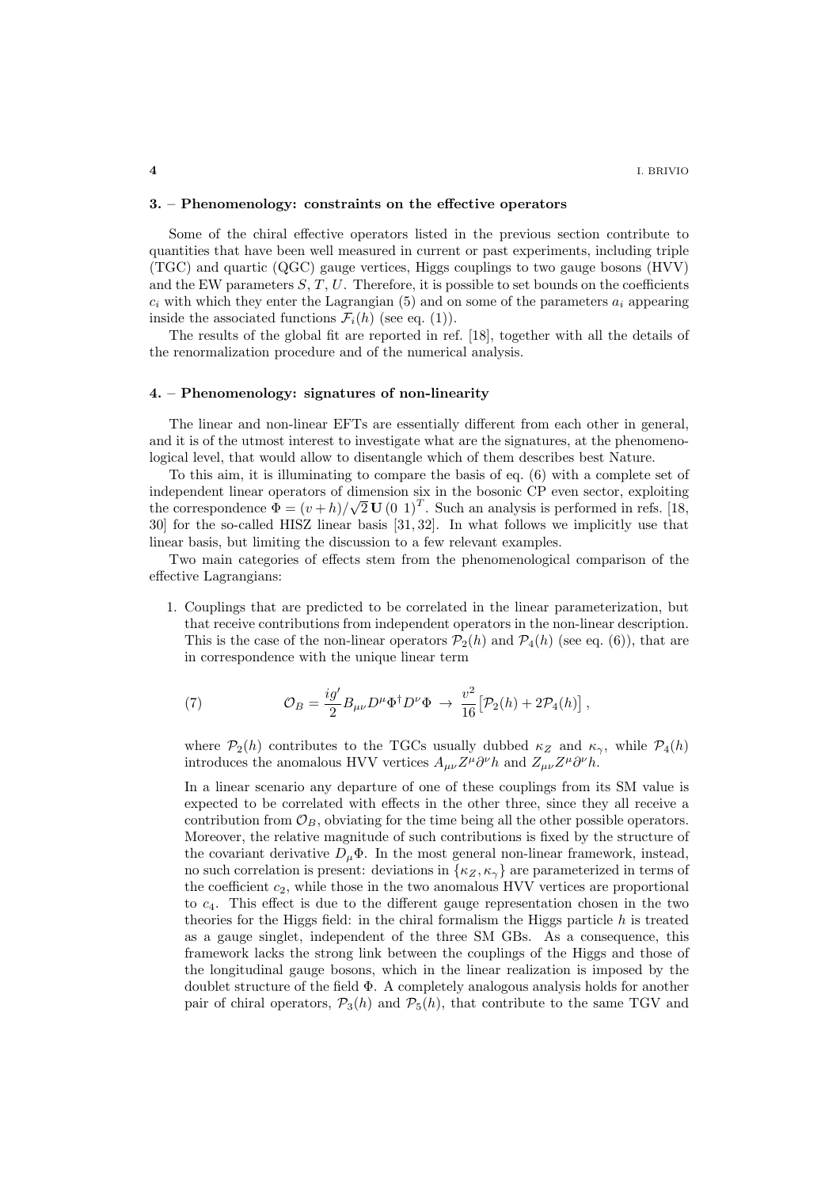### 3. – Phenomenology: constraints on the effective operators

Some of the chiral effective operators listed in the previous section contribute to quantities that have been well measured in current or past experiments, including triple (TGC) and quartic (QGC) gauge vertices, Higgs couplings to two gauge bosons (HVV) and the EW parameters $S$, $T$, $U$. Therefore, it is possible to set bounds on the coefficients $c_i$ with which they enter the Lagrangian (5) and on some of the parameters $a_i$ appearing inside the associated functions $\mathcal{F}_i(h)$ (see eq. (1)).

The results of the global fit are reported in ref. [18], together with all the details of the renormalization procedure and of the numerical analysis.

### 4. – Phenomenology: signatures of non-linearity

The linear and non-linear EFTs are essentially different from each other in general, and it is of the utmost interest to investigate what are the signatures, at the phenomenological level, that would allow to disentangle which of them describes best Nature.

To this aim, it is illuminating to compare the basis of eq. (6) with a complete set of independent linear operators of dimension six in the bosonic CP even sector, exploiting the correspondence $\Phi = (v+h)/\sqrt{2}\,\mathbf{U}\,(0\;1)^T$. Such an analysis is performed in refs. [18, 30] for the so-called HISZ linear basis [31, 32]. In what follows we implicitly use that linear basis, but limiting the discussion to a few relevant examples.

Two main categories of effects stem from the phenomenological comparison of the effective Lagrangians:

1. Couplings that are predicted to be correlated in the linear parameterization, but that receive contributions from independent operators in the non-linear description. This is the case of the non-linear operators $\mathcal{P}_2(h)$ and $\mathcal{P}_4(h)$ (see eq. (6)), that are in correspondence with the unique linear term

$$\mathcal{O}_B = \frac{ig'}{2} B_{\mu\nu} D^\mu \Phi^\dagger D^\nu \Phi \;\rightarrow\; \frac{v^2}{16}\big[\mathcal{P}_2(h) + 2\mathcal{P}_4(h)\big]\,, \tag{7}$$

   where $\mathcal{P}_2(h)$ contributes to the TGCs usually dubbed $\kappa_Z$ and $\kappa_\gamma$, while $\mathcal{P}_4(h)$ introduces the anomalous HVV vertices $A_{\mu\nu}Z^\mu\partial^\nu h$ and $Z_{\mu\nu}Z^\mu\partial^\nu h$.

   In a linear scenario any departure of one of these couplings from its SM value is expected to be correlated with effects in the other three, since they all receive a contribution from $\mathcal{O}_B$, obviating for the time being all the other possible operators. Moreover, the relative magnitude of such contributions is fixed by the structure of the covariant derivative $D_\mu\Phi$. In the most general non-linear framework, instead, no such correlation is present: deviations in $\{\kappa_Z, \kappa_\gamma\}$ are parameterized in terms of the coefficient $c_2$, while those in the two anomalous HVV vertices are proportional to $c_4$. This effect is due to the different gauge representation chosen in the two theories for the Higgs field: in the chiral formalism the Higgs particle $h$ is treated as a gauge singlet, independent of the three SM GBs. As a consequence, this framework lacks the strong link between the couplings of the Higgs and those of the longitudinal gauge bosons, which in the linear realization is imposed by the doublet structure of the field $\Phi$. A completely analogous analysis holds for another pair of chiral operators, $\mathcal{P}_3(h)$ and $\mathcal{P}_5(h)$, that contribute to the same TGV and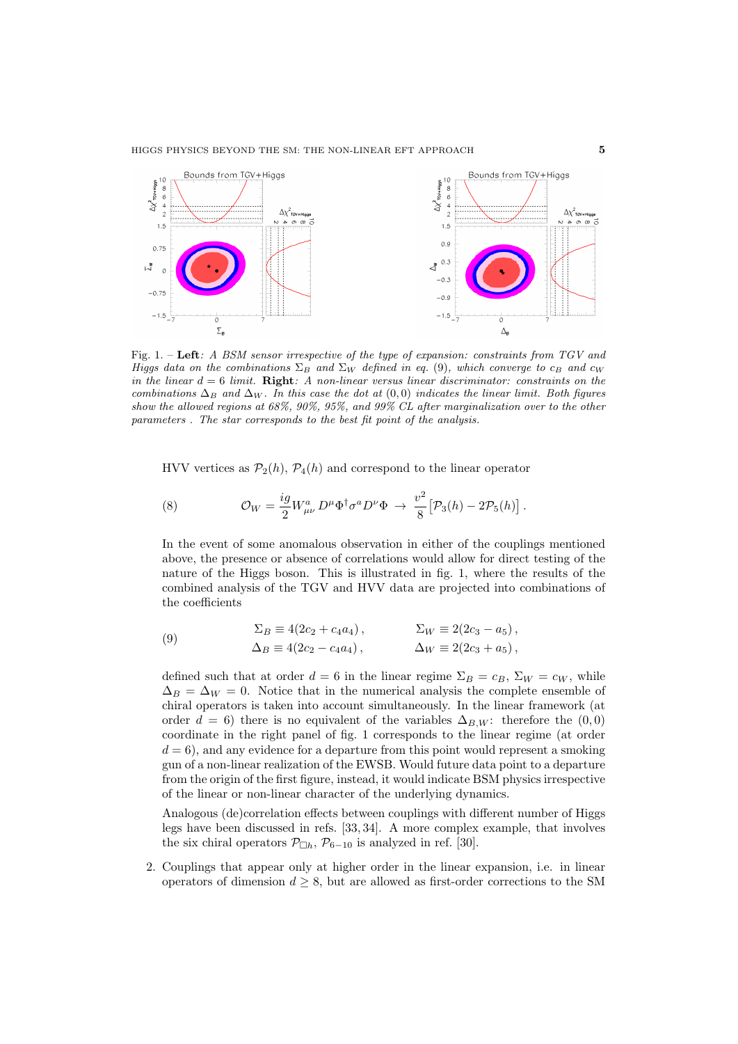Fig. 1. – **Left**: *A BSM sensor irrespective of the type of expansion: constraints from TGV and Higgs data on the combinations* $\Sigma_B$ *and* $\Sigma_W$ *defined in eq.* (9)*, which converge to* $c_B$ *and* $c_W$ *in the linear* $d = 6$ *limit.* **Right**: *A non-linear versus linear discriminator: constraints on the combinations* $\Delta_B$ *and* $\Delta_W$*. In this case the dot at* $(0, 0)$ *indicates the linear limit. Both figures show the allowed regions at 68%, 90%, 95%, and 99% CL after marginalization over to the other parameters . The star corresponds to the best fit point of the analysis.*

HVV vertices as $\mathcal{P}_2(h)$, $\mathcal{P}_4(h)$ and correspond to the linear operator

$$\mathcal{O}_W = \frac{ig}{2} W^a_{\mu\nu} D^\mu \Phi^\dagger \sigma^a D^\nu \Phi \;\rightarrow\; \frac{v^2}{8}\left[\mathcal{P}_3(h) - 2\mathcal{P}_5(h)\right]. \tag{8}$$

In the event of some anomalous observation in either of the couplings mentioned above, the presence or absence of correlations would allow for direct testing of the nature of the Higgs boson. This is illustrated in fig. 1, where the results of the combined analysis of the TGV and HVV data are projected into combinations of the coefficients

$$\begin{aligned} \Sigma_B &\equiv 4(2c_2 + c_4 a_4)\,, \qquad & \Sigma_W &\equiv 2(2c_3 - a_5)\,, \\ \Delta_B &\equiv 4(2c_2 - c_4 a_4)\,, \qquad & \Delta_W &\equiv 2(2c_3 + a_5)\,, \end{aligned} \tag{9}$$

defined such that at order $d = 6$ in the linear regime $\Sigma_B = c_B$, $\Sigma_W = c_W$, while $\Delta_B = \Delta_W = 0$. Notice that in the numerical analysis the complete ensemble of chiral operators is taken into account simultaneously. In the linear framework (at order $d = 6$) there is no equivalent of the variables $\Delta_{B,W}$: therefore the $(0, 0)$ coordinate in the right panel of fig. 1 corresponds to the linear regime (at order $d = 6$), and any evidence for a departure from this point would represent a smoking gun of a non-linear realization of the EWSB. Would future data point to a departure from the origin of the first figure, instead, it would indicate BSM physics irrespective of the linear or non-linear character of the underlying dynamics.

Analogous (de)correlation effects between couplings with different number of Higgs legs have been discussed in refs. [33, 34]. A more complex example, that involves the six chiral operators $\mathcal{P}_{\Box h}$, $\mathcal{P}_{6-10}$ is analyzed in ref. [30].

2. Couplings that appear only at higher order in the linear expansion, i.e. in linear operators of dimension $d \geq 8$, but are allowed as first-order corrections to the SM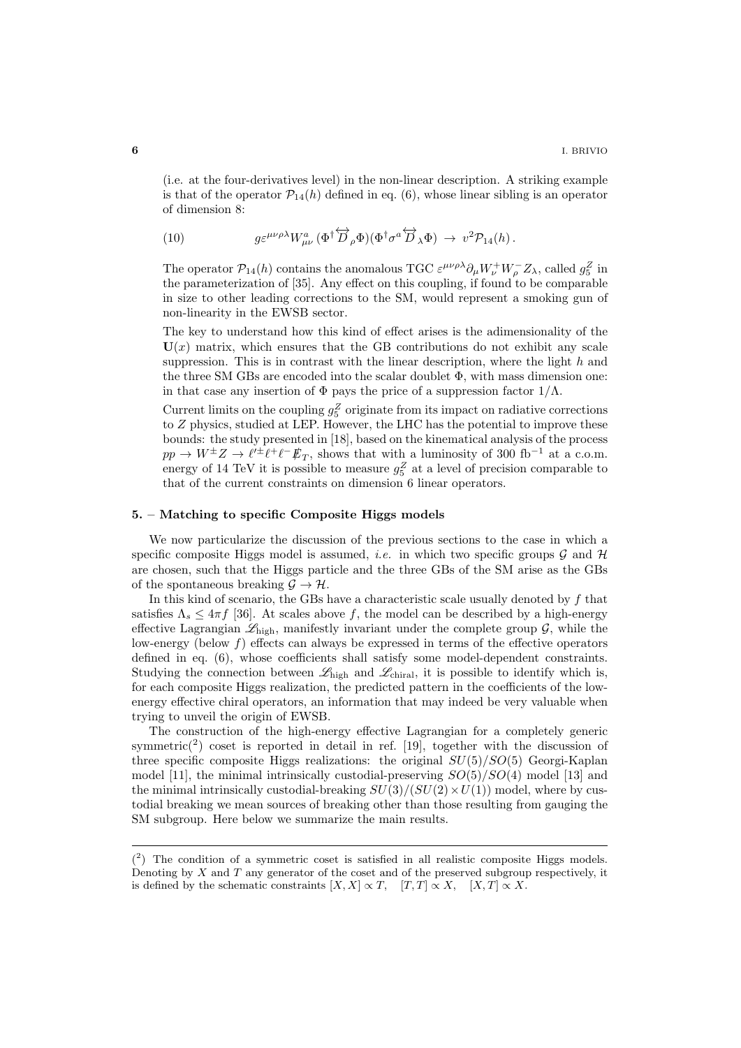(i.e. at the four-derivatives level) in the non-linear description. A striking example is that of the operator $\mathcal{P}_{14}(h)$ defined in eq. (6), whose linear sibling is an operator of dimension 8:

$$g\varepsilon^{\mu\nu\rho\lambda}W^a_{\mu\nu}\,(\Phi^\dagger \overleftrightarrow{D}_\rho\Phi)(\Phi^\dagger\sigma^a\overleftrightarrow{D}_\lambda\Phi)\;\to\; v^2\mathcal{P}_{14}(h)\,. \tag{10}$$

The operator $\mathcal{P}_{14}(h)$ contains the anomalous TGC $\varepsilon^{\mu\nu\rho\lambda}\partial_\mu W^+_\nu W^-_\rho Z_\lambda$, called $g_5^Z$ in the parameterization of [35]. Any effect on this coupling, if found to be comparable in size to other leading corrections to the SM, would represent a smoking gun of non-linearity in the EWSB sector.

The key to understand how this kind of effect arises is the adimensionality of the $\mathbf{U}(x)$ matrix, which ensures that the GB contributions do not exhibit any scale suppression. This is in contrast with the linear description, where the light $h$ and the three SM GBs are encoded into the scalar doublet $\Phi$, with mass dimension one: in that case any insertion of $\Phi$ pays the price of a suppression factor $1/\Lambda$.

Current limits on the coupling $g_5^Z$ originate from its impact on radiative corrections to $Z$ physics, studied at LEP. However, the LHC has the potential to improve these bounds: the study presented in [18], based on the kinematical analysis of the process $pp \to W^\pm Z \to \ell'^\pm\ell^+\ell^-\not{E}_T$, shows that with a luminosity of 300 fb$^{-1}$ at a c.o.m. energy of 14 TeV it is possible to measure $g_5^Z$ at a level of precision comparable to that of the current constraints on dimension 6 linear operators.

## 5. – Matching to specific Composite Higgs models

We now particularize the discussion of the previous sections to the case in which a specific composite Higgs model is assumed, *i.e.* in which two specific groups $\mathcal{G}$ and $\mathcal{H}$ are chosen, such that the Higgs particle and the three GBs of the SM arise as the GBs of the spontaneous breaking $\mathcal{G}\to\mathcal{H}$.

In this kind of scenario, the GBs have a characteristic scale usually denoted by $f$ that satisfies $\Lambda_s \leq 4\pi f$ [36]. At scales above $f$, the model can be described by a high-energy effective Lagrangian $\mathscr{L}_{\rm high}$, manifestly invariant under the complete group $\mathcal{G}$, while the low-energy (below $f$) effects can always be expressed in terms of the effective operators defined in eq. (6), whose coefficients shall satisfy some model-dependent constraints. Studying the connection between $\mathscr{L}_{\rm high}$ and $\mathscr{L}_{\rm chiral}$, it is possible to identify which is, for each composite Higgs realization, the predicted pattern in the coefficients of the low-energy effective chiral operators, an information that may indeed be very valuable when trying to unveil the origin of EWSB.

The construction of the high-energy effective Lagrangian for a completely generic symmetric(2) coset is reported in detail in ref. [19], together with the discussion of three specific composite Higgs realizations: the original $SU(5)/SO(5)$ Georgi-Kaplan model [11], the minimal intrinsically custodial-preserving $SO(5)/SO(4)$ model [13] and the minimal intrinsically custodial-breaking $SU(3)/(SU(2)\times U(1))$ model, where by custodial breaking we mean sources of breaking other than those resulting from gauging the SM subgroup. Here below we summarize the main results.

---

(2) The condition of a symmetric coset is satisfied in all realistic composite Higgs models. Denoting by $X$ and $T$ any generator of the coset and of the preserved subgroup respectively, it is defined by the schematic constraints $[X,X]\propto T$, $\;[T,T]\propto X$, $\;[X,T]\propto X$.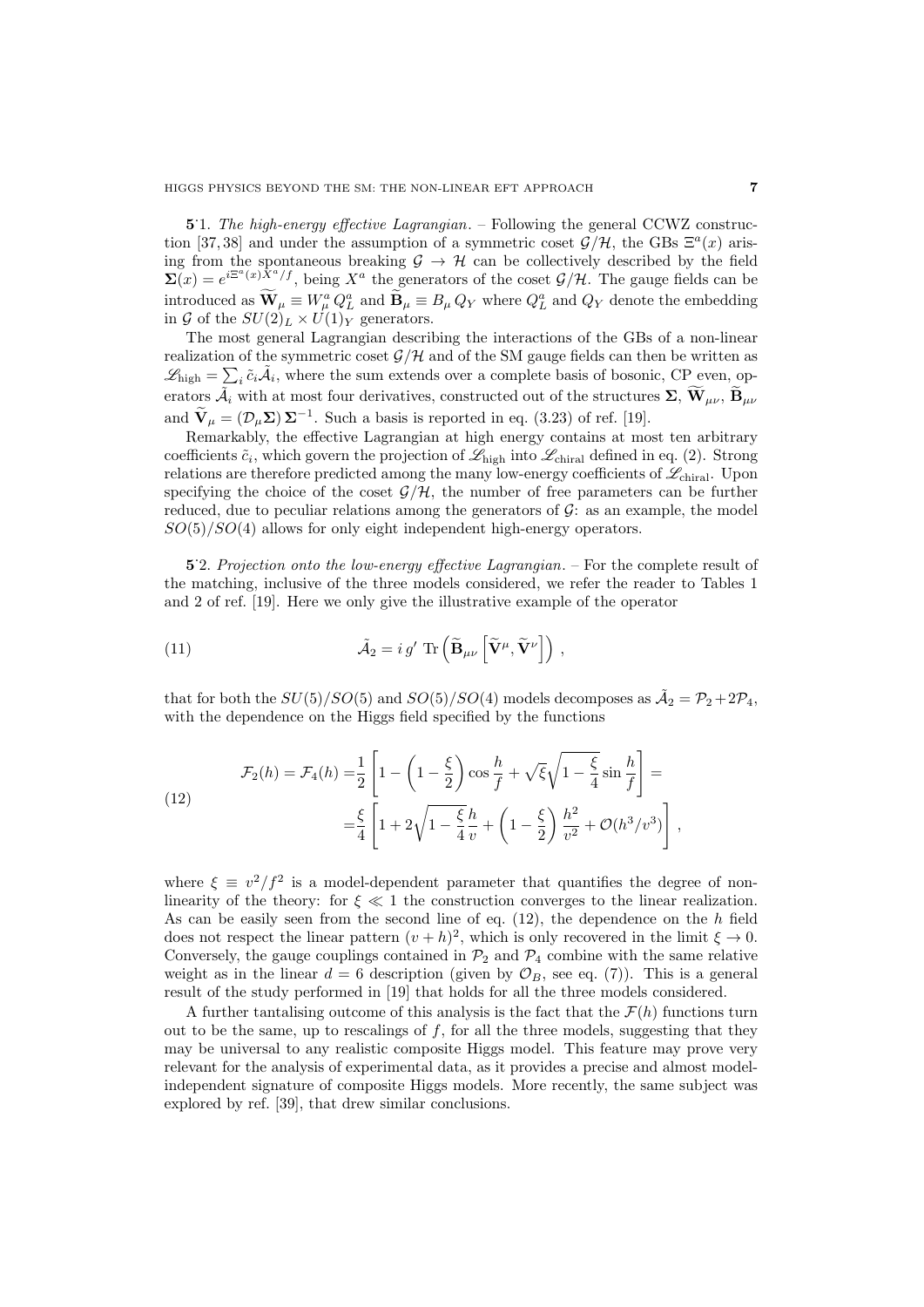**5·1.** *The high-energy effective Lagrangian.* – Following the general CCWZ construction [37,38] and under the assumption of a symmetric coset $\mathcal{G}/\mathcal{H}$, the GBs $\Xi^a(x)$ arising from the spontaneous breaking $\mathcal{G} \to \mathcal{H}$ can be collectively described by the field $\mathbf{\Sigma}(x) = e^{i\Xi^a(x)X^a/f}$, being $X^a$ the generators of the coset $\mathcal{G}/\mathcal{H}$. The gauge fields can be introduced as $\widetilde{\mathbf{W}}_\mu \equiv W^a_\mu\, Q^a_L$ and $\widetilde{\mathbf{B}}_\mu \equiv B_\mu\, Q_Y$ where $Q^a_L$ and $Q_Y$ denote the embedding in $\mathcal{G}$ of the $SU(2)_L \times U(1)_Y$ generators.

The most general Lagrangian describing the interactions of the GBs of a non-linear realization of the symmetric coset $\mathcal{G}/\mathcal{H}$ and of the SM gauge fields can then be written as $\mathscr{L}_{\rm high} = \sum_i \tilde{c}_i \tilde{\mathcal{A}}_i$, where the sum extends over a complete basis of bosonic, CP even, operators $\tilde{\mathcal{A}}_i$ with at most four derivatives, constructed out of the structures $\mathbf{\Sigma}$, $\widetilde{\mathbf{W}}_{\mu\nu}$, $\widetilde{\mathbf{B}}_{\mu\nu}$ and $\widetilde{\mathbf{V}}_\mu = (\mathcal{D}_\mu \mathbf{\Sigma})\, \mathbf{\Sigma}^{-1}$. Such a basis is reported in eq. (3.23) of ref. [19].

Remarkably, the effective Lagrangian at high energy contains at most ten arbitrary coefficients $\tilde{c}_i$, which govern the projection of $\mathscr{L}_{\rm high}$ into $\mathscr{L}_{\rm chiral}$ defined in eq. (2). Strong relations are therefore predicted among the many low-energy coefficients of $\mathscr{L}_{\rm chiral}$. Upon specifying the choice of the coset $\mathcal{G}/\mathcal{H}$, the number of free parameters can be further reduced, due to peculiar relations among the generators of $\mathcal{G}$: as an example, the model $SO(5)/SO(4)$ allows for only eight independent high-energy operators.

**5·2.** *Projection onto the low-energy effective Lagrangian.* – For the complete result of the matching, inclusive of the three models considered, we refer the reader to Tables 1 and 2 of ref. [19]. Here we only give the illustrative example of the operator

$$\tilde{\mathcal{A}}_2 = i\, g' \;{\rm Tr}\left(\widetilde{\mathbf{B}}_{\mu\nu}\left[\widetilde{\mathbf{V}}^\mu, \widetilde{\mathbf{V}}^\nu\right]\right)\,, \tag{11}$$

that for both the $SU(5)/SO(5)$ and $SO(5)/SO(4)$ models decomposes as $\tilde{\mathcal{A}}_2 = \mathcal{P}_2 + 2\mathcal{P}_4$, with the dependence on the Higgs field specified by the functions

$$\begin{aligned}\mathcal{F}_2(h) = \mathcal{F}_4(h) =& \frac{1}{2}\left[1 - \left(1 - \frac{\xi}{2}\right)\cos\frac{h}{f} + \sqrt{\xi}\sqrt{1 - \frac{\xi}{4}}\sin\frac{h}{f}\right] = \\ =& \frac{\xi}{4}\left[1 + 2\sqrt{1 - \frac{\xi}{4}}\frac{h}{v} + \left(1 - \frac{\xi}{2}\right)\frac{h^2}{v^2} + \mathcal{O}(h^3/v^3)\right]\,,\end{aligned} \tag{12}$$

where $\xi \equiv v^2/f^2$ is a model-dependent parameter that quantifies the degree of non-linearity of the theory: for $\xi \ll 1$ the construction converges to the linear realization. As can be easily seen from the second line of eq. (12), the dependence on the $h$ field does not respect the linear pattern $(v+h)^2$, which is only recovered in the limit $\xi \to 0$. Conversely, the gauge couplings contained in $\mathcal{P}_2$ and $\mathcal{P}_4$ combine with the same relative weight as in the linear $d = 6$ description (given by $\mathcal{O}_B$, see eq. (7)). This is a general result of the study performed in [19] that holds for all the three models considered.

A further tantalising outcome of this analysis is the fact that the $\mathcal{F}(h)$ functions turn out to be the same, up to rescalings of $f$, for all the three models, suggesting that they may be universal to any realistic composite Higgs model. This feature may prove very relevant for the analysis of experimental data, as it provides a precise and almost model-independent signature of composite Higgs models. More recently, the same subject was explored by ref. [39], that drew similar conclusions.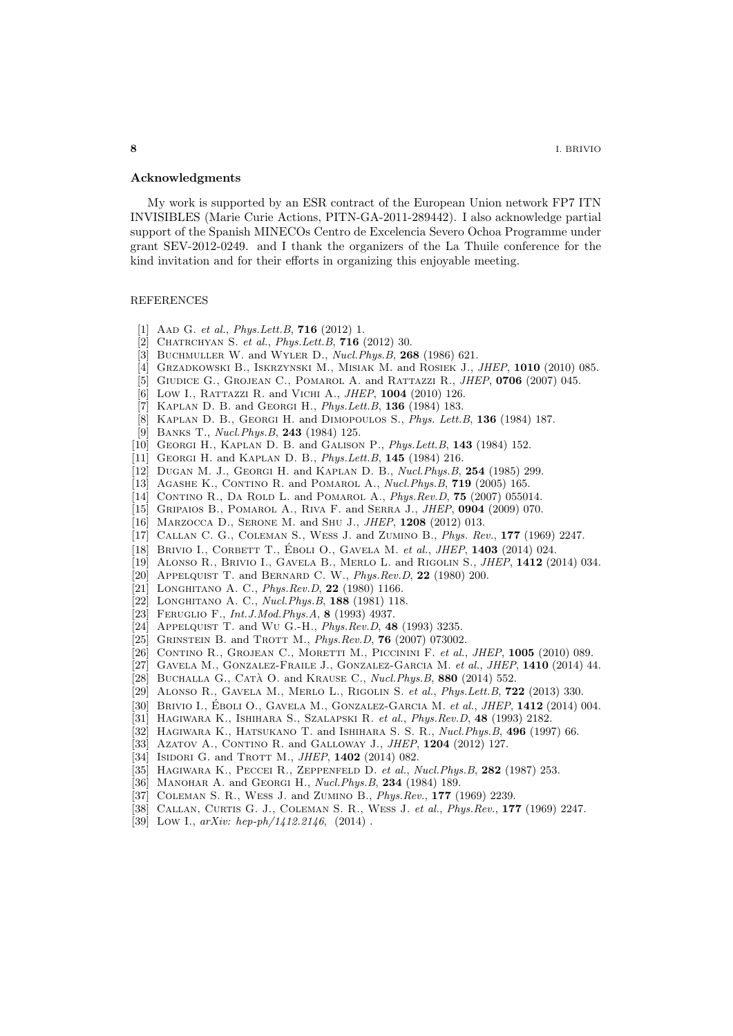### Acknowledgments

My work is supported by an ESR contract of the European Union network FP7 ITN INVISIBLES (Marie Curie Actions, PITN-GA-2011-289442). I also acknowledge partial support of the Spanish MINECOs Centro de Excelencia Severo Ochoa Programme under grant SEV-2012-0249. and I thank the organizers of the La Thuile conference for the kind invitation and for their efforts in organizing this enjoyable meeting.

REFERENCES

[1] Aad G. *et al.*, *Phys.Lett.B*, **716** (2012) 1.
[2] Chatrchyan S. *et al.*, *Phys.Lett.B*, **716** (2012) 30.
[3] Buchmuller W. and Wyler D., *Nucl.Phys.B*, **268** (1986) 621.
[4] Grzadkowski B., Iskrzynski M., Misiak M. and Rosiek J., *JHEP*, **1010** (2010) 085.
[5] Giudice G., Grojean C., Pomarol A. and Rattazzi R., *JHEP*, **0706** (2007) 045.
[6] Low I., Rattazzi R. and Vichi A., *JHEP*, **1004** (2010) 126.
[7] Kaplan D. B. and Georgi H., *Phys.Lett.B*, **136** (1984) 183.
[8] Kaplan D. B., Georgi H. and Dimopoulos S., *Phys. Lett.B*, **136** (1984) 187.
[9] Banks T., *Nucl.Phys.B*, **243** (1984) 125.
[10] Georgi H., Kaplan D. B. and Galison P., *Phys.Lett.B*, **143** (1984) 152.
[11] Georgi H. and Kaplan D. B., *Phys.Lett.B*, **145** (1984) 216.
[12] Dugan M. J., Georgi H. and Kaplan D. B., *Nucl.Phys.B*, **254** (1985) 299.
[13] Agashe K., Contino R. and Pomarol A., *Nucl.Phys.B*, **719** (2005) 165.
[14] Contino R., Da Rold L. and Pomarol A., *Phys.Rev.D*, **75** (2007) 055014.
[15] Gripaios B., Pomarol A., Riva F. and Serra J., *JHEP*, **0904** (2009) 070.
[16] Marzocca D., Serone M. and Shu J., *JHEP*, **1208** (2012) 013.
[17] Callan C. G., Coleman S., Wess J. and Zumino B., *Phys. Rev.*, **177** (1969) 2247.
[18] Brivio I., Corbett T., Éboli O., Gavela M. *et al.*, *JHEP*, **1403** (2014) 024.
[19] Alonso R., Brivio I., Gavela B., Merlo L. and Rigolin S., *JHEP*, **1412** (2014) 034.
[20] Appelquist T. and Bernard C. W., *Phys.Rev.D*, **22** (1980) 200.
[21] Longhitano A. C., *Phys.Rev.D*, **22** (1980) 1166.
[22] Longhitano A. C., *Nucl.Phys.B*, **188** (1981) 118.
[23] Feruglio F., *Int.J.Mod.Phys.A*, **8** (1993) 4937.
[24] Appelquist T. and Wu G.-H., *Phys.Rev.D*, **48** (1993) 3235.
[25] Grinstein B. and Trott M., *Phys.Rev.D*, **76** (2007) 073002.
[26] Contino R., Grojean C., Moretti M., Piccinini F. *et al.*, *JHEP*, **1005** (2010) 089.
[27] Gavela M., Gonzalez-Fraile J., Gonzalez-Garcia M. *et al.*, *JHEP*, **1410** (2014) 44.
[28] Buchalla G., Catà O. and Krause C., *Nucl.Phys.B*, **880** (2014) 552.
[29] Alonso R., Gavela M., Merlo L., Rigolin S. *et al.*, *Phys.Lett.B*, **722** (2013) 330.
[30] Brivio I., Éboli O., Gavela M., Gonzalez-Garcia M. *et al.*, *JHEP*, **1412** (2014) 004.
[31] Hagiwara K., Ishihara S., Szalapski R. *et al.*, *Phys.Rev.D*, **48** (1993) 2182.
[32] Hagiwara K., Hatsukano T. and Ishihara S. S. R., *Nucl.Phys.B*, **496** (1997) 66.
[33] Azatov A., Contino R. and Galloway J., *JHEP*, **1204** (2012) 127.
[34] Isidori G. and Trott M., *JHEP*, **1402** (2014) 082.
[35] Hagiwara K., Peccei R., Zeppenfeld D. *et al.*, *Nucl.Phys.B*, **282** (1987) 253.
[36] Manohar A. and Georgi H., *Nucl.Phys.B*, **234** (1984) 189.
[37] Coleman S. R., Wess J. and Zumino B., *Phys.Rev.*, **177** (1969) 2239.
[38] Callan, Curtis G. J., Coleman S. R., Wess J. *et al.*, *Phys.Rev.*, **177** (1969) 2247.
[39] Low I., *arXiv: hep-ph/1412.2146*, (2014) .